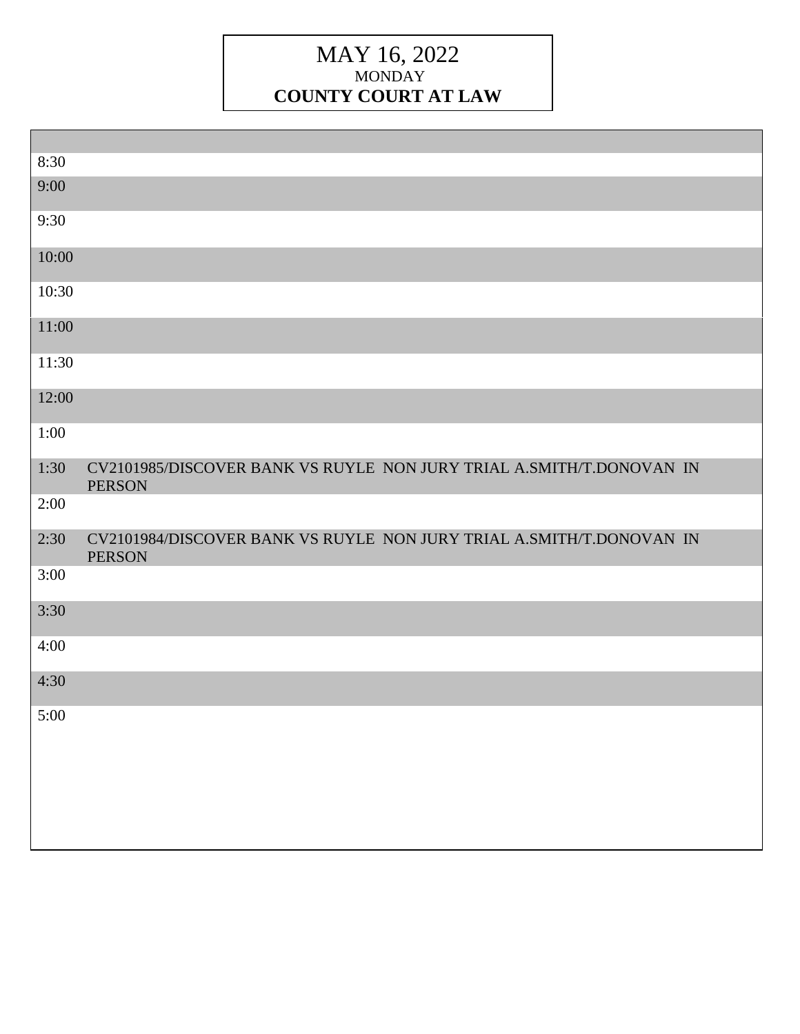# MAY 16, 2022
MONDAY
**COUNTY COURT AT LAW**

| Time | Case |
|---|---|
| 8:30 | |
| 9:00 | |
| 9:30 | |
| 10:00 | |
| 10:30 | |
| 11:00 | |
| 11:30 | |
| 12:00 | |
| 1:00 | |
| 1:30 | CV2101985/DISCOVER BANK VS RUYLE NON JURY TRIAL A.SMITH/T.DONOVAN IN PERSON |
| 2:00 | |
| 2:30 | CV2101984/DISCOVER BANK VS RUYLE NON JURY TRIAL A.SMITH/T.DONOVAN IN PERSON |
| 3:00 | |
| 3:30 | |
| 4:00 | |
| 4:30 | |
| 5:00 | |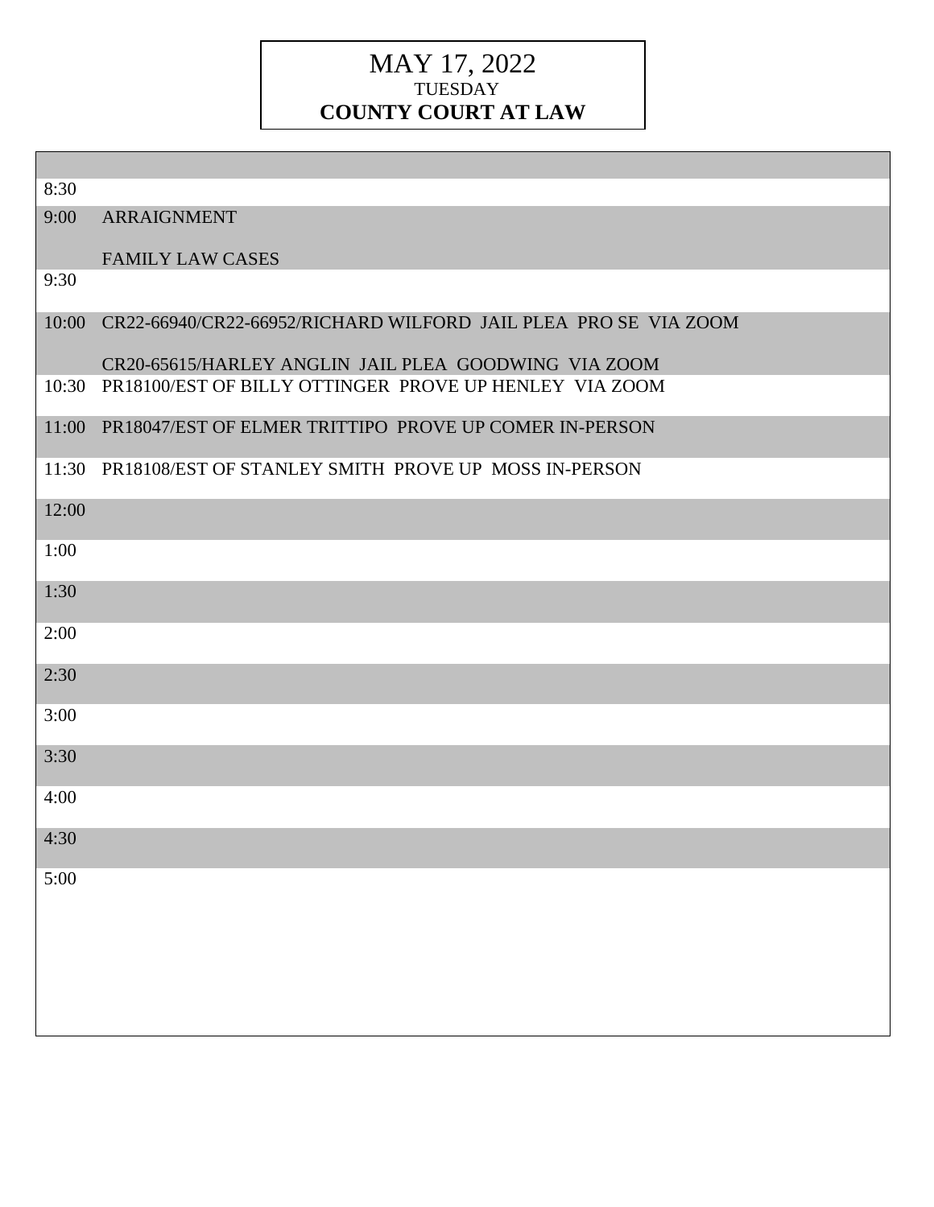# MAY 17, 2022

TUESDAY

**COUNTY COURT AT LAW**

| Time | Case |
|---|---|
| 8:30 | |
| 9:00 | ARRAIGNMENT<br><br>FAMILY LAW CASES |
| 9:30 | |
| 10:00 | CR22-66940/CR22-66952/RICHARD WILFORD JAIL PLEA PRO SE VIA ZOOM<br><br>CR20-65615/HARLEY ANGLIN JAIL PLEA GOODWING VIA ZOOM |
| 10:30 | PR18100/EST OF BILLY OTTINGER PROVE UP HENLEY VIA ZOOM |
| 11:00 | PR18047/EST OF ELMER TRITTIPO PROVE UP COMER IN-PERSON |
| 11:30 | PR18108/EST OF STANLEY SMITH PROVE UP MOSS IN-PERSON |
| 12:00 | |
| 1:00 | |
| 1:30 | |
| 2:00 | |
| 2:30 | |
| 3:00 | |
| 3:30 | |
| 4:00 | |
| 4:30 | |
| 5:00 | |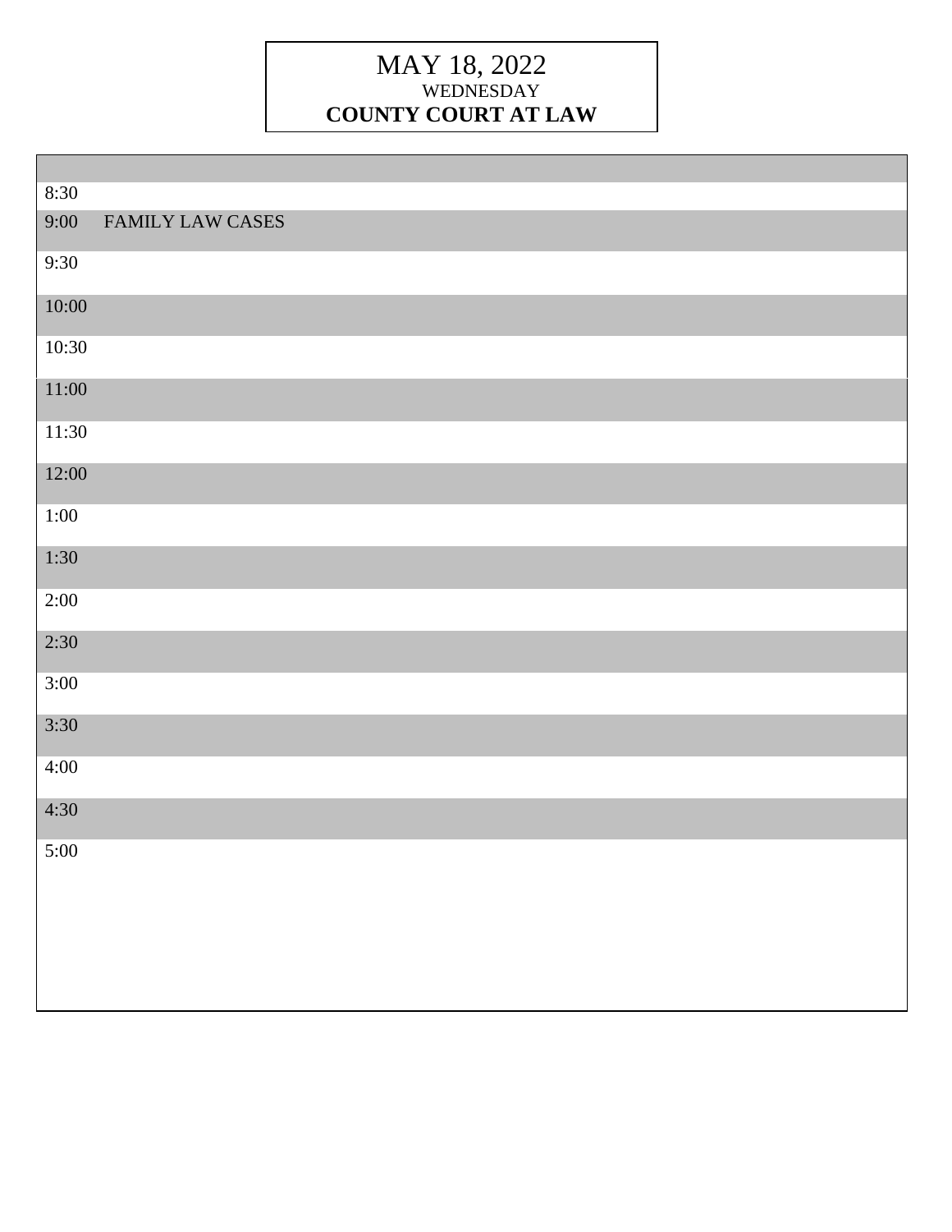# MAY 18, 2022

WEDNESDAY

**COUNTY COURT AT LAW**

| Time | |
|---|---|
| 8:30 | |
| 9:00 | FAMILY LAW CASES |
| 9:30 | |
| 10:00 | |
| 10:30 | |
| 11:00 | |
| 11:30 | |
| 12:00 | |
| 1:00 | |
| 1:30 | |
| 2:00 | |
| 2:30 | |
| 3:00 | |
| 3:30 | |
| 4:00 | |
| 4:30 | |
| 5:00 | |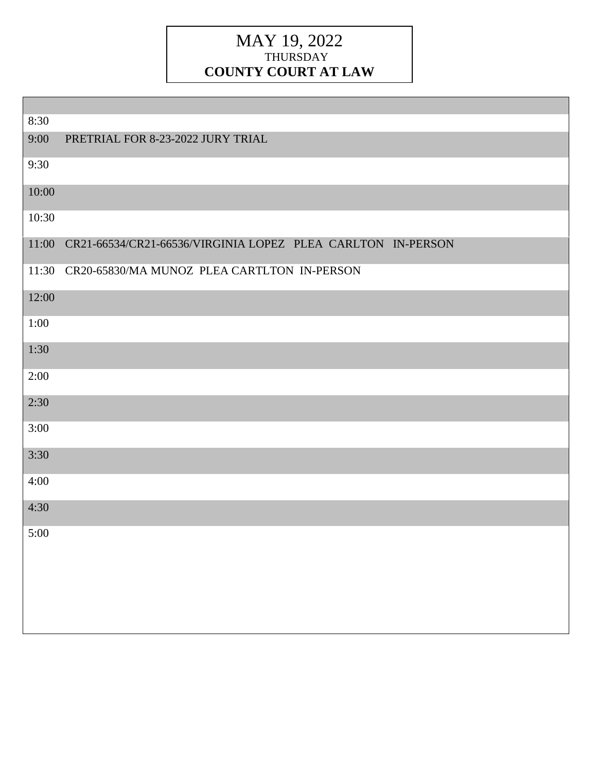**MAY 19, 2022**
**THURSDAY**
**COUNTY COURT AT LAW**

| Time | Entry |
|---|---|
| 8:30 | |
| 9:00 | PRETRIAL FOR 8-23-2022 JURY TRIAL |
| 9:30 | |
| 10:00 | |
| 10:30 | |
| 11:00 | CR21-66534/CR21-66536/VIRGINIA LOPEZ PLEA CARLTON IN-PERSON |
| 11:30 | CR20-65830/MA MUNOZ PLEA CARTLTON IN-PERSON |
| 12:00 | |
| 1:00 | |
| 1:30 | |
| 2:00 | |
| 2:30 | |
| 3:00 | |
| 3:30 | |
| 4:00 | |
| 4:30 | |
| 5:00 | |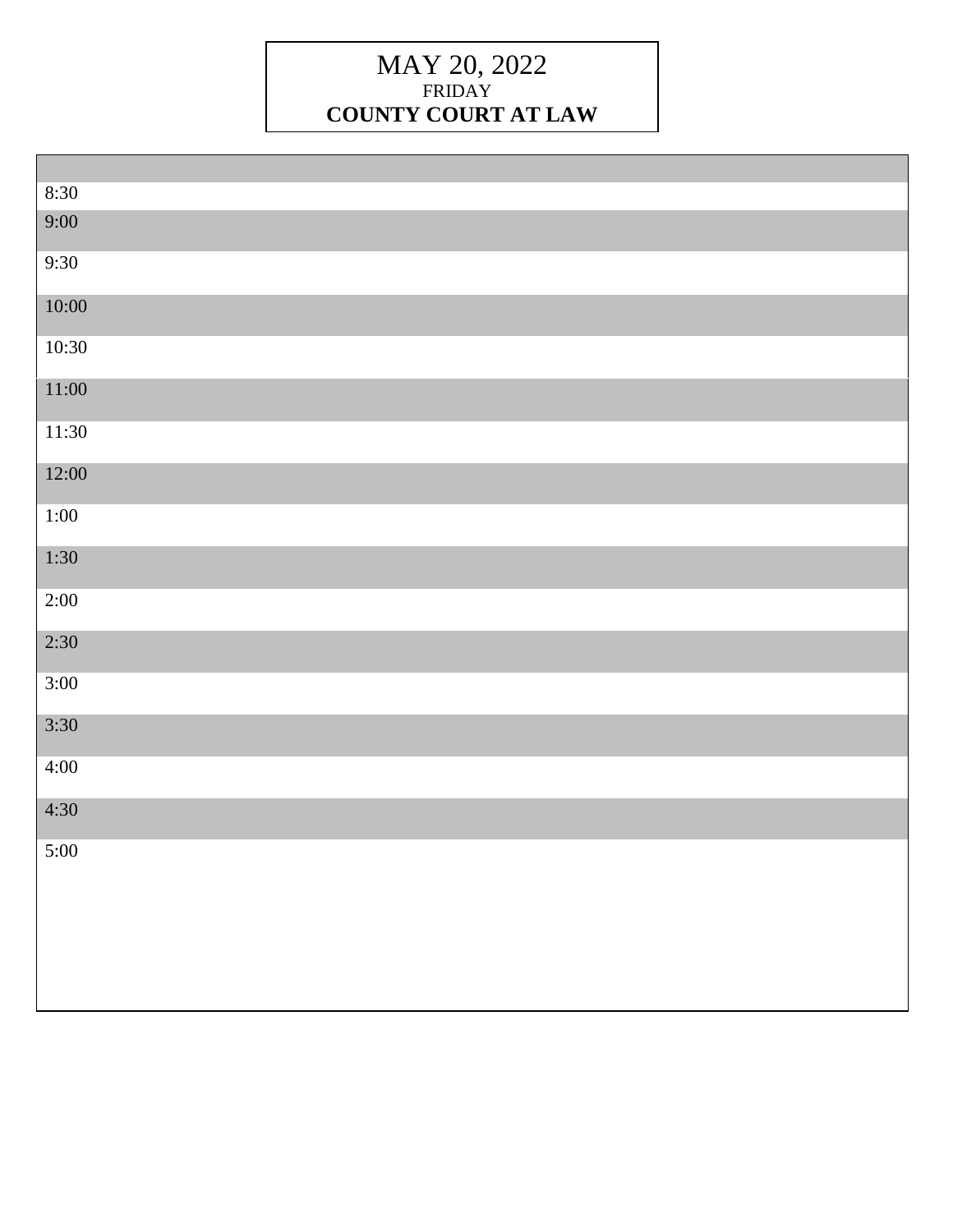MAY 20, 2022

FRIDAY

**COUNTY COURT AT LAW**

| |
|---|
| 8:30 |
| 9:00 |
| 9:30 |
| 10:00 |
| 10:30 |
| 11:00 |
| 11:30 |
| 12:00 |
| 1:00 |
| 1:30 |
| 2:00 |
| 2:30 |
| 3:00 |
| 3:30 |
| 4:00 |
| 4:30 |
| 5:00 |